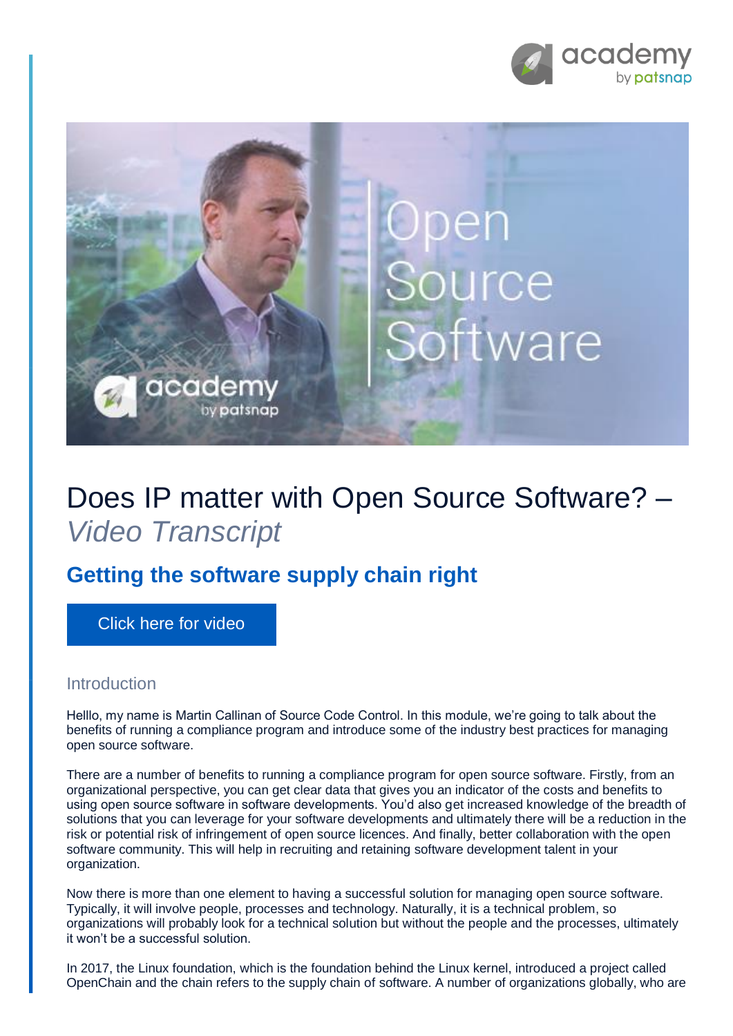# Does IP matter with Open Source Software? – *Video Transcript*

## Getting the software supply chain right

Click here for video

### Introduction

Helllo, my name is Martin Callinan of Source Code Control. In this module, we're going to talk about the benefits of running a compliance program and introduce some of the industry best practices for managing open source software.

There are a number of benefits to running a compliance program for open source software. Firstly, from an organizational perspective, you can get clear data that gives you an indicator of the costs and benefits to using open source software in software developments. You'd also get increased knowledge of the breadth of solutions that you can leverage for your software developments and ultimately there will be a reduction in the risk or potential risk of infringement of open source licences. And finally, better collaboration with the open software community. This will help in recruiting and retaining software development talent in your organization.

Now there is more than one element to having a successful solution for managing open source software. Typically, it will involve people, processes and technology. Naturally, it is a technical problem, so organizations will probably look for a technical solution but without the people and the processes, ultimately it won't be a successful solution.

In 2017, the Linux foundation, which is the foundation behind the Linux kernel, introduced a project called OpenChain and the chain refers to the supply chain of software. A number of organizations globally, who are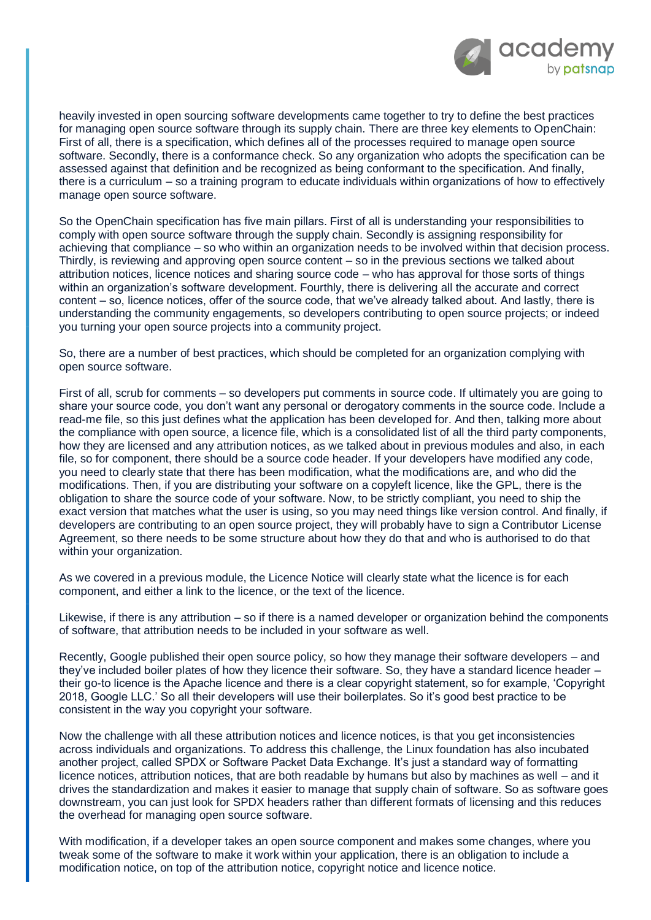heavily invested in open sourcing software developments came together to try to define the best practices for managing open source software through its supply chain. There are three key elements to OpenChain: First of all, there is a specification, which defines all of the processes required to manage open source software. Secondly, there is a conformance check. So any organization who adopts the specification can be assessed against that definition and be recognized as being conformant to the specification. And finally, there is a curriculum – so a training program to educate individuals within organizations of how to effectively manage open source software.

So the OpenChain specification has five main pillars. First of all is understanding your responsibilities to comply with open source software through the supply chain. Secondly is assigning responsibility for achieving that compliance – so who within an organization needs to be involved within that decision process. Thirdly, is reviewing and approving open source content – so in the previous sections we talked about attribution notices, licence notices and sharing source code – who has approval for those sorts of things within an organization's software development. Fourthly, there is delivering all the accurate and correct content – so, licence notices, offer of the source code, that we've already talked about. And lastly, there is understanding the community engagements, so developers contributing to open source projects; or indeed you turning your open source projects into a community project.

So, there are a number of best practices, which should be completed for an organization complying with open source software.

First of all, scrub for comments – so developers put comments in source code. If ultimately you are going to share your source code, you don't want any personal or derogatory comments in the source code. Include a read-me file, so this just defines what the application has been developed for. And then, talking more about the compliance with open source, a licence file, which is a consolidated list of all the third party components, how they are licensed and any attribution notices, as we talked about in previous modules and also, in each file, so for component, there should be a source code header. If your developers have modified any code, you need to clearly state that there has been modification, what the modifications are, and who did the modifications. Then, if you are distributing your software on a copyleft licence, like the GPL, there is the obligation to share the source code of your software. Now, to be strictly compliant, you need to ship the exact version that matches what the user is using, so you may need things like version control. And finally, if developers are contributing to an open source project, they will probably have to sign a Contributor License Agreement, so there needs to be some structure about how they do that and who is authorised to do that within your organization.

As we covered in a previous module, the Licence Notice will clearly state what the licence is for each component, and either a link to the licence, or the text of the licence.

Likewise, if there is any attribution – so if there is a named developer or organization behind the components of software, that attribution needs to be included in your software as well.

Recently, Google published their open source policy, so how they manage their software developers – and they've included boiler plates of how they licence their software. So, they have a standard licence header – their go-to licence is the Apache licence and there is a clear copyright statement, so for example, 'Copyright 2018, Google LLC.' So all their developers will use their boilerplates. So it's good best practice to be consistent in the way you copyright your software.

Now the challenge with all these attribution notices and licence notices, is that you get inconsistencies across individuals and organizations. To address this challenge, the Linux foundation has also incubated another project, called SPDX or Software Packet Data Exchange. It's just a standard way of formatting licence notices, attribution notices, that are both readable by humans but also by machines as well – and it drives the standardization and makes it easier to manage that supply chain of software. So as software goes downstream, you can just look for SPDX headers rather than different formats of licensing and this reduces the overhead for managing open source software.

With modification, if a developer takes an open source component and makes some changes, where you tweak some of the software to make it work within your application, there is an obligation to include a modification notice, on top of the attribution notice, copyright notice and licence notice.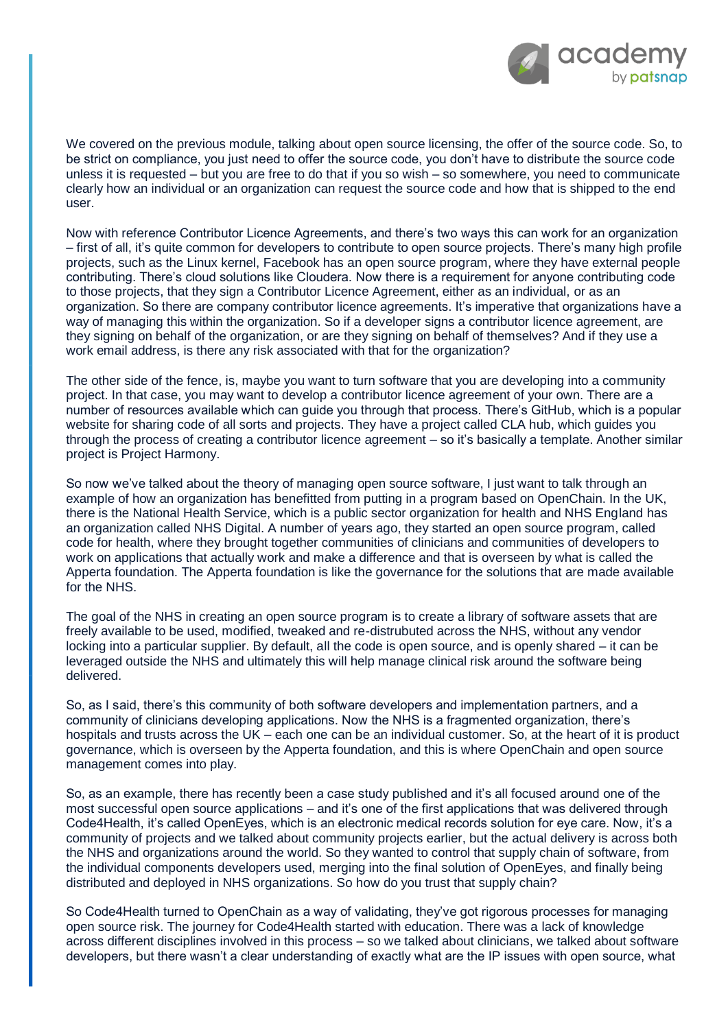We covered on the previous module, talking about open source licensing, the offer of the source code. So, to be strict on compliance, you just need to offer the source code, you don't have to distribute the source code unless it is requested – but you are free to do that if you so wish – so somewhere, you need to communicate clearly how an individual or an organization can request the source code and how that is shipped to the end user.

Now with reference Contributor Licence Agreements, and there's two ways this can work for an organization – first of all, it's quite common for developers to contribute to open source projects. There's many high profile projects, such as the Linux kernel, Facebook has an open source program, where they have external people contributing. There's cloud solutions like Cloudera. Now there is a requirement for anyone contributing code to those projects, that they sign a Contributor Licence Agreement, either as an individual, or as an organization. So there are company contributor licence agreements. It's imperative that organizations have a way of managing this within the organization. So if a developer signs a contributor licence agreement, are they signing on behalf of the organization, or are they signing on behalf of themselves? And if they use a work email address, is there any risk associated with that for the organization?

The other side of the fence, is, maybe you want to turn software that you are developing into a community project. In that case, you may want to develop a contributor licence agreement of your own. There are a number of resources available which can guide you through that process. There's GitHub, which is a popular website for sharing code of all sorts and projects. They have a project called CLA hub, which guides you through the process of creating a contributor licence agreement – so it's basically a template. Another similar project is Project Harmony.

So now we've talked about the theory of managing open source software, I just want to talk through an example of how an organization has benefitted from putting in a program based on OpenChain. In the UK, there is the National Health Service, which is a public sector organization for health and NHS England has an organization called NHS Digital. A number of years ago, they started an open source program, called code for health, where they brought together communities of clinicians and communities of developers to work on applications that actually work and make a difference and that is overseen by what is called the Apperta foundation. The Apperta foundation is like the governance for the solutions that are made available for the NHS.

The goal of the NHS in creating an open source program is to create a library of software assets that are freely available to be used, modified, tweaked and re-distrubuted across the NHS, without any vendor locking into a particular supplier. By default, all the code is open source, and is openly shared – it can be leveraged outside the NHS and ultimately this will help manage clinical risk around the software being delivered.

So, as I said, there's this community of both software developers and implementation partners, and a community of clinicians developing applications. Now the NHS is a fragmented organization, there's hospitals and trusts across the UK – each one can be an individual customer. So, at the heart of it is product governance, which is overseen by the Apperta foundation, and this is where OpenChain and open source management comes into play.

So, as an example, there has recently been a case study published and it's all focused around one of the most successful open source applications – and it's one of the first applications that was delivered through Code4Health, it's called OpenEyes, which is an electronic medical records solution for eye care. Now, it's a community of projects and we talked about community projects earlier, but the actual delivery is across both the NHS and organizations around the world. So they wanted to control that supply chain of software, from the individual components developers used, merging into the final solution of OpenEyes, and finally being distributed and deployed in NHS organizations. So how do you trust that supply chain?

So Code4Health turned to OpenChain as a way of validating, they've got rigorous processes for managing open source risk. The journey for Code4Health started with education. There was a lack of knowledge across different disciplines involved in this process – so we talked about clinicians, we talked about software developers, but there wasn't a clear understanding of exactly what are the IP issues with open source, what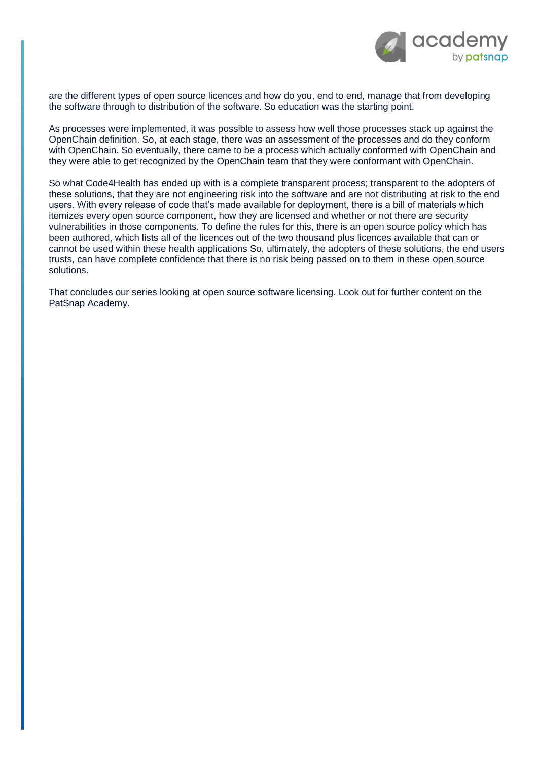are the different types of open source licences and how do you, end to end, manage that from developing the software through to distribution of the software. So education was the starting point.

As processes were implemented, it was possible to assess how well those processes stack up against the OpenChain definition. So, at each stage, there was an assessment of the processes and do they conform with OpenChain. So eventually, there came to be a process which actually conformed with OpenChain and they were able to get recognized by the OpenChain team that they were conformant with OpenChain.

So what Code4Health has ended up with is a complete transparent process; transparent to the adopters of these solutions, that they are not engineering risk into the software and are not distributing at risk to the end users. With every release of code that's made available for deployment, there is a bill of materials which itemizes every open source component, how they are licensed and whether or not there are security vulnerabilities in those components. To define the rules for this, there is an open source policy which has been authored, which lists all of the licences out of the two thousand plus licences available that can or cannot be used within these health applications So, ultimately, the adopters of these solutions, the end users trusts, can have complete confidence that there is no risk being passed on to them in these open source solutions.

That concludes our series looking at open source software licensing. Look out for further content on the PatSnap Academy.